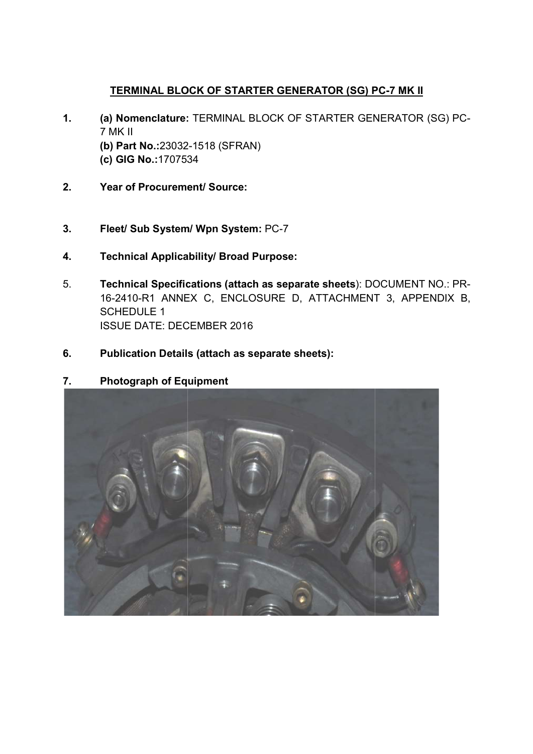# TERMINAL BLOCK OF STARTER GENERATOR (SG) PC-7 MK II

1. **(a) Nomenclature:** TERMINAL BLOCK OF STARTER GENERATOR (SG) PC-7 MK II
   **(b) Part No.:**23032-1518 (SFRAN)
   **(c) GIG No.:**1707534

2. **Year of Procurement/ Source:**

3. **Fleet/ Sub System/ Wpn System:** PC-7

4. **Technical Applicability/ Broad Purpose:**

5. **Technical Specifications (attach as separate sheets**): DOCUMENT NO.: PR-16-2410-R1 ANNEX C, ENCLOSURE D, ATTACHMENT 3, APPENDIX B, SCHEDULE 1
   ISSUE DATE: DECEMBER 2016

6. **Publication Details (attach as separate sheets):**

7. **Photograph of Equipment**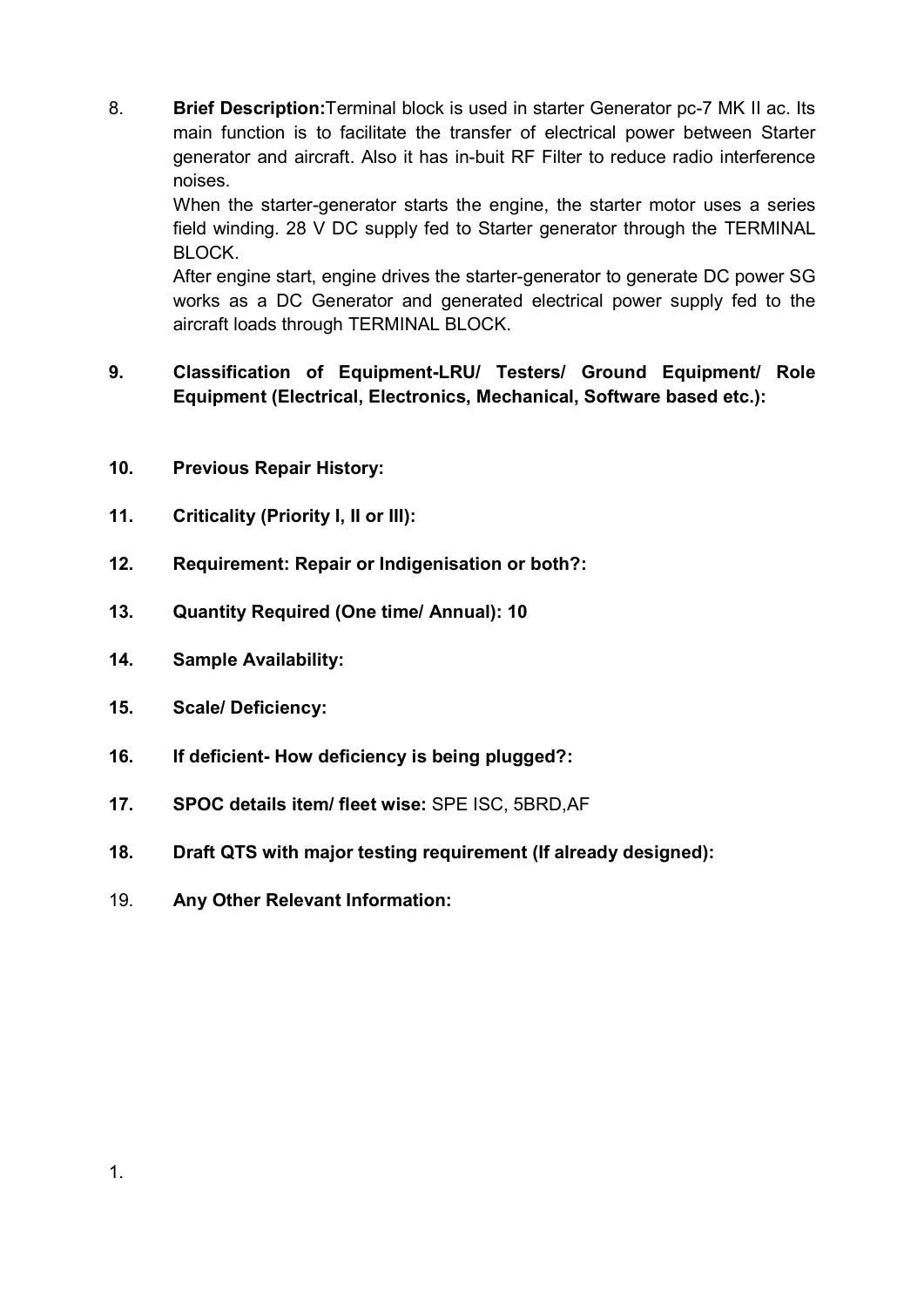8. **Brief Description:**Terminal block is used in starter Generator pc-7 MK II ac. Its main function is to facilitate the transfer of electrical power between Starter generator and aircraft. Also it has in-buit RF Filter to reduce radio interference noises.

   When the starter-generator starts the engine, the starter motor uses a series field winding. 28 V DC supply fed to Starter generator through the TERMINAL BLOCK.

   After engine start, engine drives the starter-generator to generate DC power SG works as a DC Generator and generated electrical power supply fed to the aircraft loads through TERMINAL BLOCK.

9. **Classification of Equipment-LRU/ Testers/ Ground Equipment/ Role Equipment (Electrical, Electronics, Mechanical, Software based etc.):**

10. **Previous Repair History:**

11. **Criticality (Priority I, II or III):**

12. **Requirement: Repair or Indigenisation or both?:**

13. **Quantity Required (One time/ Annual): 10**

14. **Sample Availability:**

15. **Scale/ Deficiency:**

16. **If deficient- How deficiency is being plugged?:**

17. **SPOC details item/ fleet wise:** SPE ISC, 5BRD,AF

18. **Draft QTS with major testing requirement (If already designed):**

19. **Any Other Relevant Information:**

1.